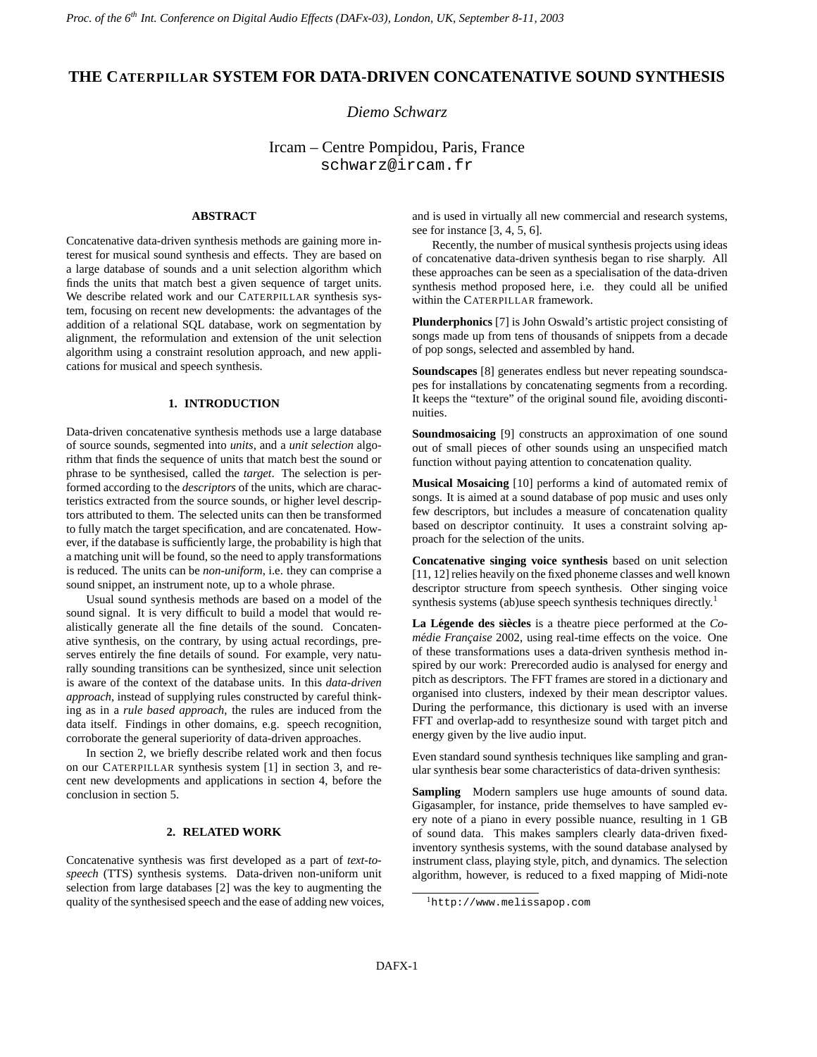# THE CATERPILLAR SYSTEM FOR DATA-DRIVEN CONCATENATIVE SOUND SYNTHESIS

*Diemo Schwarz*

Ircam – Centre Pompidou, Paris, France
schwarz@ircam.fr

## ABSTRACT

Concatenative data-driven synthesis methods are gaining more interest for musical sound synthesis and effects. They are based on a large database of sounds and a unit selection algorithm which finds the units that match best a given sequence of target units. We describe related work and our CATERPILLAR synthesis system, focusing on recent new developments: the advantages of the addition of a relational SQL database, work on segmentation by alignment, the reformulation and extension of the unit selection algorithm using a constraint resolution approach, and new applications for musical and speech synthesis.

## 1. INTRODUCTION

Data-driven concatenative synthesis methods use a large database of source sounds, segmented into *units*, and a *unit selection* algorithm that finds the sequence of units that match best the sound or phrase to be synthesised, called the *target*. The selection is performed according to the *descriptors* of the units, which are characteristics extracted from the source sounds, or higher level descriptors attributed to them. The selected units can then be transformed to fully match the target specification, and are concatenated. However, if the database is sufficiently large, the probability is high that a matching unit will be found, so the need to apply transformations is reduced. The units can be *non-uniform*, i.e. they can comprise a sound snippet, an instrument note, up to a whole phrase.

Usual sound synthesis methods are based on a model of the sound signal. It is very difficult to build a model that would realistically generate all the fine details of the sound. Concatenative synthesis, on the contrary, by using actual recordings, preserves entirely the fine details of sound. For example, very naturally sounding transitions can be synthesized, since unit selection is aware of the context of the database units. In this *data-driven approach*, instead of supplying rules constructed by careful thinking as in a *rule based approach*, the rules are induced from the data itself. Findings in other domains, e.g. speech recognition, corroborate the general superiority of data-driven approaches.

In section 2, we briefly describe related work and then focus on our CATERPILLAR synthesis system [1] in section 3, and recent new developments and applications in section 4, before the conclusion in section 5.

## 2. RELATED WORK

Concatenative synthesis was first developed as a part of *text-to-speech* (TTS) synthesis systems. Data-driven non-uniform unit selection from large databases [2] was the key to augmenting the quality of the synthesised speech and the ease of adding new voices, and is used in virtually all new commercial and research systems, see for instance [3, 4, 5, 6].

Recently, the number of musical synthesis projects using ideas of concatenative data-driven synthesis began to rise sharply. All these approaches can be seen as a specialisation of the data-driven synthesis method proposed here, i.e. they could all be unified within the CATERPILLAR framework.

**Plunderphonics** [7] is John Oswald's artistic project consisting of songs made up from tens of thousands of snippets from a decade of pop songs, selected and assembled by hand.

**Soundscapes** [8] generates endless but never repeating soundscapes for installations by concatenating segments from a recording. It keeps the "texture" of the original sound file, avoiding discontinuities.

**Soundmosaicing** [9] constructs an approximation of one sound out of small pieces of other sounds using an unspecified match function without paying attention to concatenation quality.

**Musical Mosaicing** [10] performs a kind of automated remix of songs. It is aimed at a sound database of pop music and uses only few descriptors, but includes a measure of concatenation quality based on descriptor continuity. It uses a constraint solving approach for the selection of the units.

**Concatenative singing voice synthesis** based on unit selection [11, 12] relies heavily on the fixed phoneme classes and well known descriptor structure from speech synthesis. Other singing voice synthesis systems (ab)use speech synthesis techniques directly.[1]

**La Légende des siècles** is a theatre piece performed at the *Comédie Française* 2002, using real-time effects on the voice. One of these transformations uses a data-driven synthesis method inspired by our work: Prerecorded audio is analysed for energy and pitch as descriptors. The FFT frames are stored in a dictionary and organised into clusters, indexed by their mean descriptor values. During the performance, this dictionary is used with an inverse FFT and overlap-add to resynthesize sound with target pitch and energy given by the live audio input.

Even standard sound synthesis techniques like sampling and granular synthesis bear some characteristics of data-driven synthesis:

**Sampling** Modern samplers use huge amounts of sound data. Gigasampler, for instance, pride themselves to have sampled every note of a piano in every possible nuance, resulting in 1 GB of sound data. This makes samplers clearly data-driven fixed-inventory synthesis systems, with the sound database analysed by instrument class, playing style, pitch, and dynamics. The selection algorithm, however, is reduced to a fixed mapping of Midi-note

[1] http://www.melissapop.com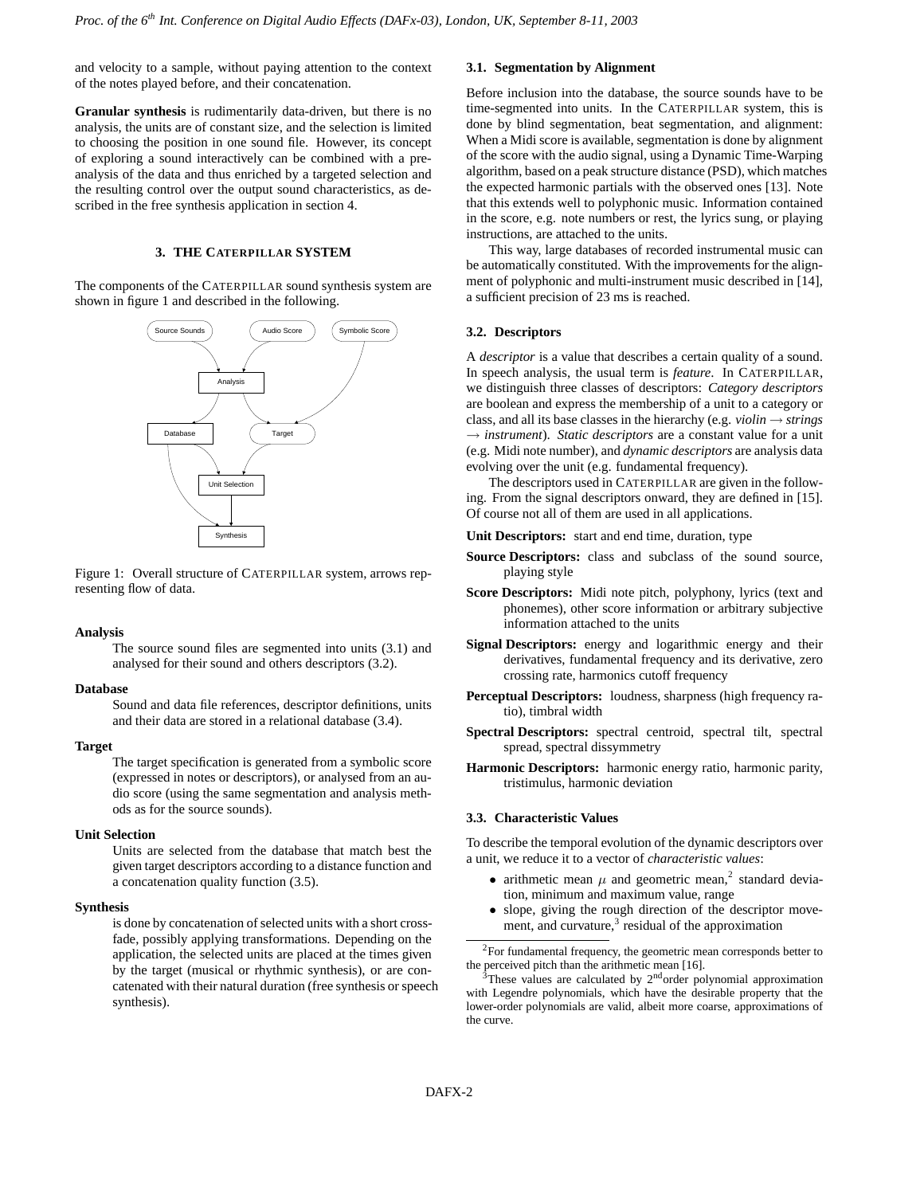and velocity to a sample, without paying attention to the context of the notes played before, and their concatenation.

**Granular synthesis** is rudimentarily data-driven, but there is no analysis, the units are of constant size, and the selection is limited to choosing the position in one sound file. However, its concept of exploring a sound interactively can be combined with a pre-analysis of the data and thus enriched by a targeted selection and the resulting control over the output sound characteristics, as described in the free synthesis application in section 4.

## 3. THE CATERPILLAR SYSTEM

The components of the CATERPILLAR sound synthesis system are shown in figure 1 and described in the following.

Figure 1: Overall structure of CATERPILLAR system, arrows representing flow of data.

**Analysis**
: The source sound files are segmented into units (3.1) and analysed for their sound and others descriptors (3.2).

**Database**
: Sound and data file references, descriptor definitions, units and their data are stored in a relational database (3.4).

**Target**
: The target specification is generated from a symbolic score (expressed in notes or descriptors), or analysed from an audio score (using the same segmentation and analysis methods as for the source sounds).

**Unit Selection**
: Units are selected from the database that match best the given target descriptors according to a distance function and a concatenation quality function (3.5).

**Synthesis**
: is done by concatenation of selected units with a short cross-fade, possibly applying transformations. Depending on the application, the selected units are placed at the times given by the target (musical or rhythmic synthesis), or are concatenated with their natural duration (free synthesis or speech synthesis).

### 3.1. Segmentation by Alignment

Before inclusion into the database, the source sounds have to be time-segmented into units. In the CATERPILLAR system, this is done by blind segmentation, beat segmentation, and alignment: When a Midi score is available, segmentation is done by alignment of the score with the audio signal, using a Dynamic Time-Warping algorithm, based on a peak structure distance (PSD), which matches the expected harmonic partials with the observed ones [13]. Note that this extends well to polyphonic music. Information contained in the score, e.g. note numbers or rest, the lyrics sung, or playing instructions, are attached to the units.

This way, large databases of recorded instrumental music can be automatically constituted. With the improvements for the alignment of polyphonic and multi-instrument music described in [14], a sufficient precision of 23 ms is reached.

### 3.2. Descriptors

A *descriptor* is a value that describes a certain quality of a sound. In speech analysis, the usual term is *feature*. In CATERPILLAR, we distinguish three classes of descriptors: *Category descriptors* are boolean and express the membership of a unit to a category or class, and all its base classes in the hierarchy (e.g. *violin* → *strings* → *instrument*). *Static descriptors* are a constant value for a unit (e.g. Midi note number), and *dynamic descriptors* are analysis data evolving over the unit (e.g. fundamental frequency).

The descriptors used in CATERPILLAR are given in the following. From the signal descriptors onward, they are defined in [15]. Of course not all of them are used in all applications.

**Unit Descriptors:** start and end time, duration, type

**Source Descriptors:** class and subclass of the sound source, playing style

**Score Descriptors:** Midi note pitch, polyphony, lyrics (text and phonemes), other score information or arbitrary subjective information attached to the units

**Signal Descriptors:** energy and logarithmic energy and their derivatives, fundamental frequency and its derivative, zero crossing rate, harmonics cutoff frequency

**Perceptual Descriptors:** loudness, sharpness (high frequency ratio), timbral width

**Spectral Descriptors:** spectral centroid, spectral tilt, spectral spread, spectral dissymmetry

**Harmonic Descriptors:** harmonic energy ratio, harmonic parity, tristimulus, harmonic deviation

### 3.3. Characteristic Values

To describe the temporal evolution of the dynamic descriptors over a unit, we reduce it to a vector of *characteristic values*:

- arithmetic mean $\mu$ and geometric mean,[2] standard deviation, minimum and maximum value, range
- slope, giving the rough direction of the descriptor movement, and curvature,[3] residual of the approximation

[2] For fundamental frequency, the geometric mean corresponds better to the perceived pitch than the arithmetic mean [16].

[3] These values are calculated by 2nd order polynomial approximation with Legendre polynomials, which have the desirable property that the lower-order polynomials are valid, albeit more coarse, approximations of the curve.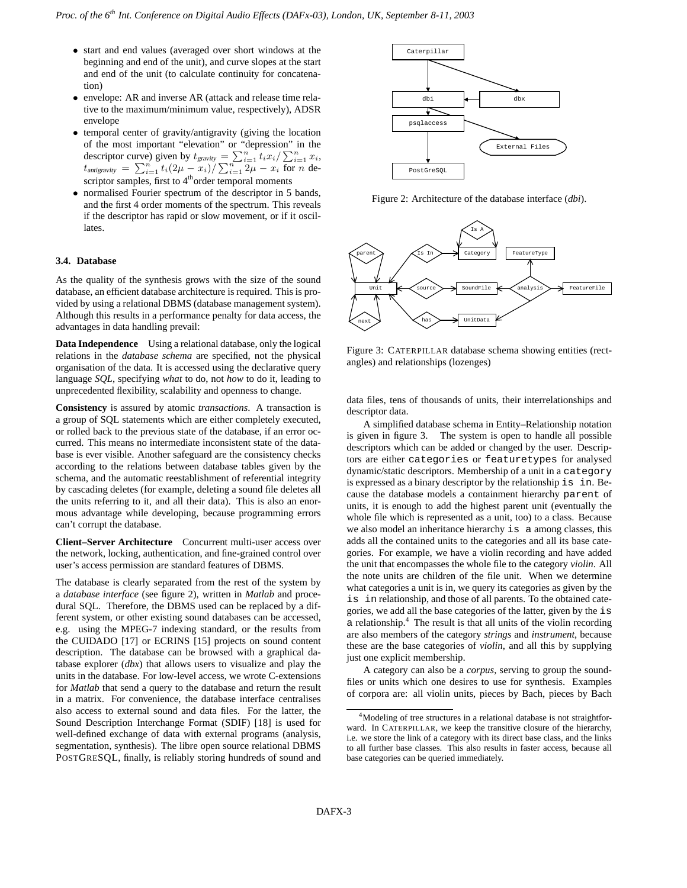- start and end values (averaged over short windows at the beginning and end of the unit), and curve slopes at the start and end of the unit (to calculate continuity for concatenation)
- envelope: AR and inverse AR (attack and release time relative to the maximum/minimum value, respectively), ADSR envelope
- temporal center of gravity/antigravity (giving the location of the most important "elevation" or "depression" in the descriptor curve) given by $t_{gravity} = \sum_{i=1}^{n} t_i x_i / \sum_{i=1}^{n} x_i$, $t_{antigravity} = \sum_{i=1}^{n} t_i (2\mu - x_i) / \sum_{i=1}^{n} 2\mu - x_i$ for $n$ descriptor samples, first to 4$^{th}$order temporal moments
- normalised Fourier spectrum of the descriptor in 5 bands, and the first 4 order moments of the spectrum. This reveals if the descriptor has rapid or slow movement, or if it oscillates.

### 3.4. Database

As the quality of the synthesis grows with the size of the sound database, an efficient database architecture is required. This is provided by using a relational DBMS (database management system). Although this results in a performance penalty for data access, the advantages in data handling prevail:

**Data Independence** Using a relational database, only the logical relations in the *database schema* are specified, not the physical organisation of the data. It is accessed using the declarative query language *SQL*, specifying *what* to do, not *how* to do it, leading to unprecedented flexibility, scalability and openness to change.

**Consistency** is assured by atomic *transactions*. A transaction is a group of SQL statements which are either completely executed, or rolled back to the previous state of the database, if an error occurred. This means no intermediate inconsistent state of the database is ever visible. Another safeguard are the consistency checks according to the relations between database tables given by the schema, and the automatic reestablishment of referential integrity by cascading deletes (for example, deleting a sound file deletes all the units referring to it, and all their data). This is also an enormous advantage while developing, because programming errors can't corrupt the database.

**Client–Server Architecture** Concurrent multi-user access over the network, locking, authentication, and fine-grained control over user's access permission are standard features of DBMS.

The database is clearly separated from the rest of the system by a *database interface* (see figure 2), written in *Matlab* and procedural SQL. Therefore, the DBMS used can be replaced by a different system, or other existing sound databases can be accessed, e.g. using the MPEG-7 indexing standard, or the results from the CUIDADO [17] or ECRINS [15] projects on sound content description. The database can be browsed with a graphical database explorer (*dbx*) that allows users to visualize and play the units in the database. For low-level access, we wrote C-extensions for *Matlab* that send a query to the database and return the result in a matrix. For convenience, the database interface centralises also access to external sound and data files. For the latter, the Sound Description Interchange Format (SDIF) [18] is used for well-defined exchange of data with external programs (analysis, segmentation, synthesis). The libre open source relational DBMS POSTGRESQL, finally, is reliably storing hundreds of sound and data files, tens of thousands of units, their interrelationships and descriptor data.

Figure 2: Architecture of the database interface (*dbi*).

Figure 3: CATERPILLAR database schema showing entities (rectangles) and relationships (lozenges)

A simplified database schema in Entity–Relationship notation is given in figure 3. The system is open to handle all possible descriptors which can be added or changed by the user. Descriptors are either `categories` or `featuretypes` for analysed dynamic/static descriptors. Membership of a unit in a `category` is expressed as a binary descriptor by the relationship `is in`. Because the database models a containment hierarchy `parent` of units, it is enough to add the highest parent unit (eventually the whole file which is represented as a unit, too) to a class. Because we also model an inheritance hierarchy `is a` among classes, this adds all the contained units to the categories and all its base categories. For example, we have a violin recording and have added the unit that encompasses the whole file to the category *violin*. All the note units are children of the file unit. When we determine what categories a unit is in, we query its categories as given by the `is in` relationship, and those of all parents. To the obtained categories, we add all the base categories of the latter, given by the `is a` relationship.[4] The result is that all units of the violin recording are also members of the category *strings* and *instrument*, because these are the base categories of *violin*, and all this by supplying just one explicit membership.

A category can also be a *corpus*, serving to group the soundfiles or units which one desires to use for synthesis. Examples of corpora are: all violin units, pieces by Bach, pieces by Bach

[4]Modeling of tree structures in a relational database is not straightforward. In CATERPILLAR, we keep the transitive closure of the hierarchy, i.e. we store the link of a category with its direct base class, and the links to all further base classes. This also results in faster access, because all base categories can be queried immediately.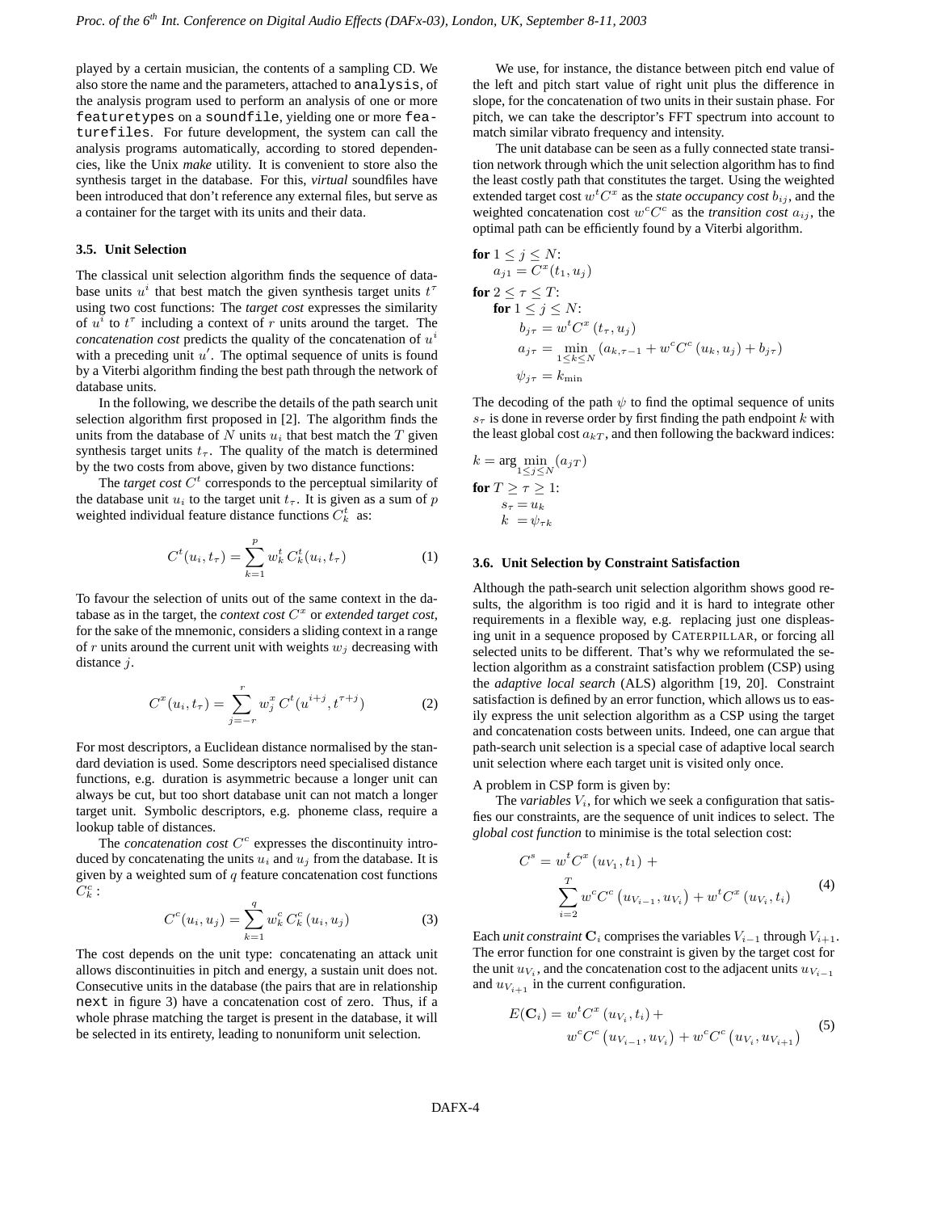played by a certain musician, the contents of a sampling CD. We also store the name and the parameters, attached to `analysis`, of the analysis program used to perform an analysis of one or more `featuretypes` on a `soundfile`, yielding one or more `featurefiles`. For future development, the system can call the analysis programs automatically, according to stored dependencies, like the Unix *make* utility. It is convenient to store also the synthesis target in the database. For this, *virtual* soundfiles have been introduced that don't reference any external files, but serve as a container for the target with its units and their data.

### 3.5. Unit Selection

The classical unit selection algorithm finds the sequence of database units $u^i$ that best match the given synthesis target units $t^\tau$ using two cost functions: The *target cost* expresses the similarity of $u^i$ to $t^\tau$ including a context of $r$ units around the target. The *concatenation cost* predicts the quality of the concatenation of $u^i$ with a preceding unit $u'$. The optimal sequence of units is found by a Viterbi algorithm finding the best path through the network of database units.

In the following, we describe the details of the path search unit selection algorithm first proposed in [2]. The algorithm finds the units from the database of $N$ units $u_i$ that best match the $T$ given synthesis target units $t_\tau$. The quality of the match is determined by the two costs from above, given by two distance functions:

The *target cost* $C^t$ corresponds to the perceptual similarity of the database unit $u_i$ to the target unit $t_\tau$. It is given as a sum of $p$ weighted individual feature distance functions $C_k^t$ as:

$$C^t(u_i, t_\tau) = \sum_{k=1}^{p} w_k^t \, C_k^t(u_i, t_\tau) \tag{1}$$

To favour the selection of units out of the same context in the database as in the target, the *context cost* $C^x$ or *extended target cost*, for the sake of the mnemonic, considers a sliding context in a range of $r$ units around the current unit with weights $w_j$ decreasing with distance $j$.

$$C^x(u_i, t_\tau) = \sum_{j=-r}^{r} w_j^x \, C^t(u^{i+j}, t^{\tau+j}) \tag{2}$$

For most descriptors, a Euclidean distance normalised by the standard deviation is used. Some descriptors need specialised distance functions, e.g. duration is asymmetric because a longer unit can always be cut, but too short database unit can not match a longer target unit. Symbolic descriptors, e.g. phoneme class, require a lookup table of distances.

The *concatenation cost* $C^c$ expresses the discontinuity introduced by concatenating the units $u_i$ and $u_j$ from the database. It is given by a weighted sum of $q$ feature concatenation cost functions $C_k^c$:

$$C^c(u_i, u_j) = \sum_{k=1}^{q} w_k^c \, C_k^c\,(u_i, u_j) \tag{3}$$

The cost depends on the unit type: concatenating an attack unit allows discontinuities in pitch and energy, a sustain unit does not. Consecutive units in the database (the pairs that are in relationship `next` in figure 3) have a concatenation cost of zero. Thus, if a whole phrase matching the target is present in the database, it will be selected in its entirety, leading to nonuniform unit selection.

We use, for instance, the distance between pitch end value of the left and pitch start value of right unit plus the difference in slope, for the concatenation of two units in their sustain phase. For pitch, we can take the descriptor's FFT spectrum into account to match similar vibrato frequency and intensity.

The unit database can be seen as a fully connected state transition network through which the unit selection algorithm has to find the least costly path that constitutes the target. Using the weighted extended target cost $w^t C^x$ as the *state occupancy cost* $b_{ij}$, and the weighted concatenation cost $w^c C^c$ as the *transition cost* $a_{ij}$, the optimal path can be efficiently found by a Viterbi algorithm.

**for** $1 \le j \le N$:
 $a_{j1} = C^x(t_1, u_j)$
**for** $2 \le \tau \le T$:
 **for** $1 \le j \le N$:
  $b_{j\tau} = w^t C^x\,(t_\tau, u_j)$
  $a_{j\tau} = \min_{1 \le k \le N} \left(a_{k,\tau-1} + w^c C^c\,(u_k, u_j) + b_{j\tau}\right)$
  $\psi_{j\tau} = k_{\min}$

The decoding of the path $\psi$ to find the optimal sequence of units $s_\tau$ is done in reverse order by first finding the path endpoint $k$ with the least global cost $a_{kT}$, and then following the backward indices:

$k = \arg\min_{1 \le j \le N} (a_{jT})$
**for** $T \ge \tau \ge 1$:
 $s_\tau = u_k$
 $k = \psi_{\tau k}$

### 3.6. Unit Selection by Constraint Satisfaction

Although the path-search unit selection algorithm shows good results, the algorithm is too rigid and it is hard to integrate other requirements in a flexible way, e.g. replacing just one displeasing unit in a sequence proposed by CATERPILLAR, or forcing all selected units to be different. That's why we reformulated the selection algorithm as a constraint satisfaction problem (CSP) using the *adaptive local search* (ALS) algorithm [19, 20]. Constraint satisfaction is defined by an error function, which allows us to easily express the unit selection algorithm as a CSP using the target and concatenation costs between units. Indeed, one can argue that path-search unit selection is a special case of adaptive local search unit selection where each target unit is visited only once.

A problem in CSP form is given by:

The *variables* $V_i$, for which we seek a configuration that satisfies our constraints, are the sequence of unit indices to select. The *global cost function* to minimise is the total selection cost:

$$C^s = w^t C^x\,(u_{V_1}, t_1) + \sum_{i=2}^{T} w^c C^c\left(u_{V_{i-1}}, u_{V_i}\right) + w^t C^x\,(u_{V_i}, t_i) \tag{4}$$

Each *unit constraint* $\mathbf{C}_i$ comprises the variables $V_{i-1}$ through $V_{i+1}$. The error function for one constraint is given by the target cost for the unit $u_{V_i}$, and the concatenation cost to the adjacent units $u_{V_{i-1}}$ and $u_{V_{i+1}}$ in the current configuration.

$$E(\mathbf{C}_i) = w^t C^x\,(u_{V_i}, t_i) + w^c C^c\left(u_{V_{i-1}}, u_{V_i}\right) + w^c C^c\left(u_{V_i}, u_{V_{i+1}}\right) \tag{5}$$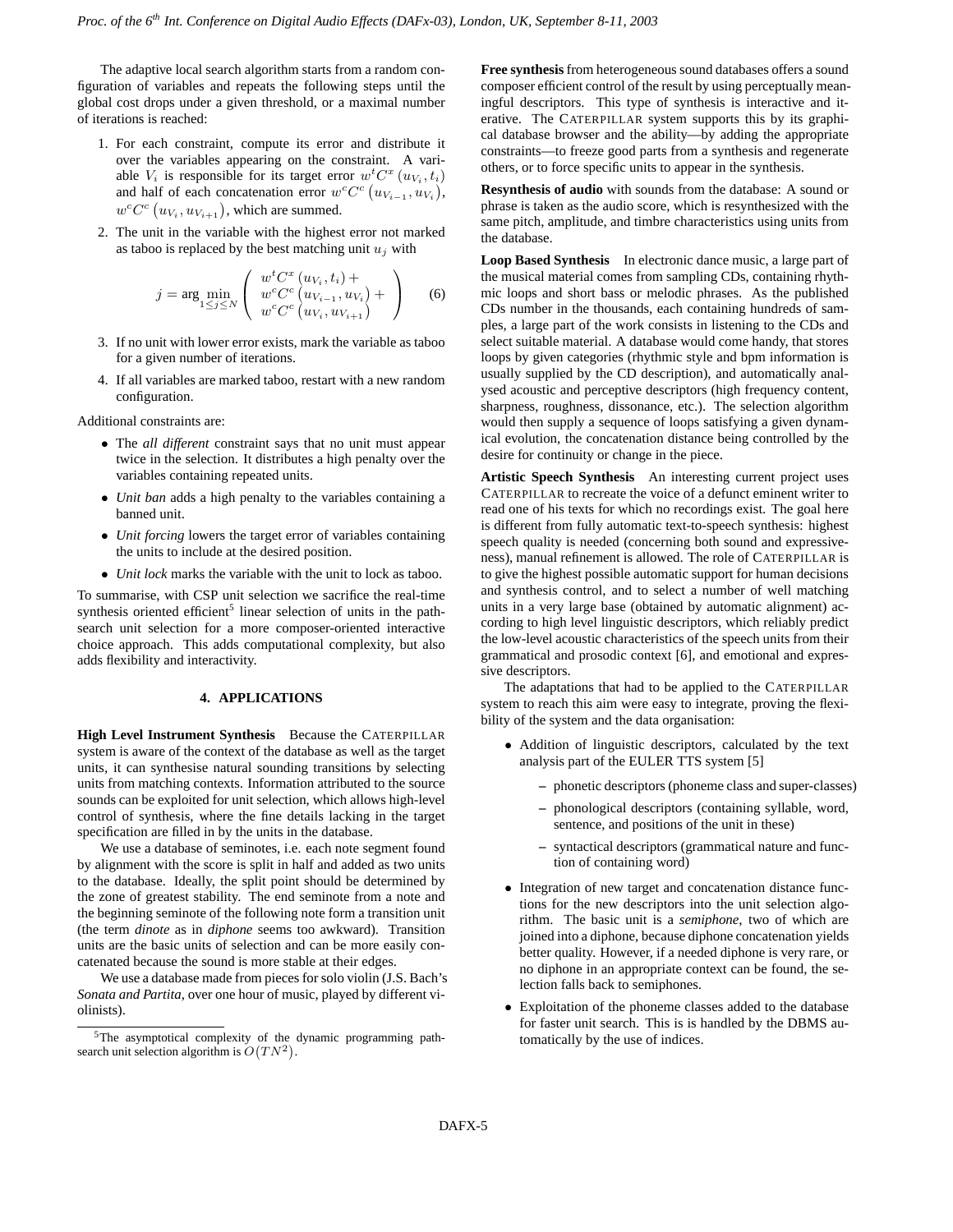The adaptive local search algorithm starts from a random configuration of variables and repeats the following steps until the global cost drops under a given threshold, or a maximal number of iterations is reached:

1. For each constraint, compute its error and distribute it over the variables appearing on the constraint. A variable $V_i$ is responsible for its target error $w^t C^x(u_{V_i}, t_i)$ and half of each concatenation error $w^c C^c(u_{V_{i-1}}, u_{V_i})$, $w^c C^c(u_{V_i}, u_{V_{i+1}})$, which are summed.
2. The unit in the variable with the highest error not marked as taboo is replaced by the best matching unit $u_j$ with

$$j = \arg\min_{1 \leq j \leq N} \left( \begin{array}{l} w^t C^x(u_{V_i}, t_i) + \\ w^c C^c(u_{V_{i-1}}, u_{V_i}) + \\ w^c C^c(u_{V_i}, u_{V_{i+1}}) \end{array} \right) \quad (6)$$

3. If no unit with lower error exists, mark the variable as taboo for a given number of iterations.
4. If all variables are marked taboo, restart with a new random configuration.

Additional constraints are:

- The *all different* constraint says that no unit must appear twice in the selection. It distributes a high penalty over the variables containing repeated units.
- *Unit ban* adds a high penalty to the variables containing a banned unit.
- *Unit forcing* lowers the target error of variables containing the units to include at the desired position.
- *Unit lock* marks the variable with the unit to lock as taboo.

To summarise, with CSP unit selection we sacrifice the real-time synthesis oriented efficient[5] linear selection of units in the path-search unit selection for a more composer-oriented interactive choice approach. This adds computational complexity, but also adds flexibility and interactivity.

## 4. APPLICATIONS

**High Level Instrument Synthesis** Because the CATERPILLAR system is aware of the context of the database as well as the target units, it can synthesise natural sounding transitions by selecting units from matching contexts. Information attributed to the source sounds can be exploited for unit selection, which allows high-level control of synthesis, where the fine details lacking in the target specification are filled in by the units in the database.

We use a database of seminotes, i.e. each note segment found by alignment with the score is split in half and added as two units to the database. Ideally, the split point should be determined by the zone of greatest stability. The end seminote from a note and the beginning seminote of the following note form a transition unit (the term *dinote* as in *diphone* seems too awkward). Transition units are the basic units of selection and can be more easily concatenated because the sound is more stable at their edges.

We use a database made from pieces for solo violin (J.S. Bach's *Sonata and Partita*, over one hour of music, played by different violinists).

[5] The asymptotical complexity of the dynamic programming path-search unit selection algorithm is $O(TN^2)$.

**Free synthesis** from heterogeneous sound databases offers a sound composer efficient control of the result by using perceptually meaningful descriptors. This type of synthesis is interactive and iterative. The CATERPILLAR system supports this by its graphical database browser and the ability—by adding the appropriate constraints—to freeze good parts from a synthesis and regenerate others, or to force specific units to appear in the synthesis.

**Resynthesis of audio** with sounds from the database: A sound or phrase is taken as the audio score, which is resynthesized with the same pitch, amplitude, and timbre characteristics using units from the database.

**Loop Based Synthesis** In electronic dance music, a large part of the musical material comes from sampling CDs, containing rhythmic loops and short bass or melodic phrases. As the published CDs number in the thousands, each containing hundreds of samples, a large part of the work consists in listening to the CDs and select suitable material. A database would come handy, that stores loops by given categories (rhythmic style and bpm information is usually supplied by the CD description), and automatically analysed acoustic and perceptive descriptors (high frequency content, sharpness, roughness, dissonance, etc.). The selection algorithm would then supply a sequence of loops satisfying a given dynamical evolution, the concatenation distance being controlled by the desire for continuity or change in the piece.

**Artistic Speech Synthesis** An interesting current project uses CATERPILLAR to recreate the voice of a defunct eminent writer to read one of his texts for which no recordings exist. The goal here is different from fully automatic text-to-speech synthesis: highest speech quality is needed (concerning both sound and expressiveness), manual refinement is allowed. The role of CATERPILLAR is to give the highest possible automatic support for human decisions and synthesis control, and to select a number of well matching units in a very large base (obtained by automatic alignment) according to high level linguistic descriptors, which reliably predict the low-level acoustic characteristics of the speech units from their grammatical and prosodic context [6], and emotional and expressive descriptors.

The adaptations that had to be applied to the CATERPILLAR system to reach this aim were easy to integrate, proving the flexibility of the system and the data organisation:

- Addition of linguistic descriptors, calculated by the text analysis part of the EULER TTS system [5]
  - phonetic descriptors (phoneme class and super-classes)
  - phonological descriptors (containing syllable, word, sentence, and positions of the unit in these)
  - syntactical descriptors (grammatical nature and function of containing word)
- Integration of new target and concatenation distance functions for the new descriptors into the unit selection algorithm. The basic unit is a *semiphone*, two of which are joined into a diphone, because diphone concatenation yields better quality. However, if a needed diphone is very rare, or no diphone in an appropriate context can be found, the selection falls back to semiphones.
- Exploitation of the phoneme classes added to the database for faster unit search. This is is handled by the DBMS automatically by the use of indices.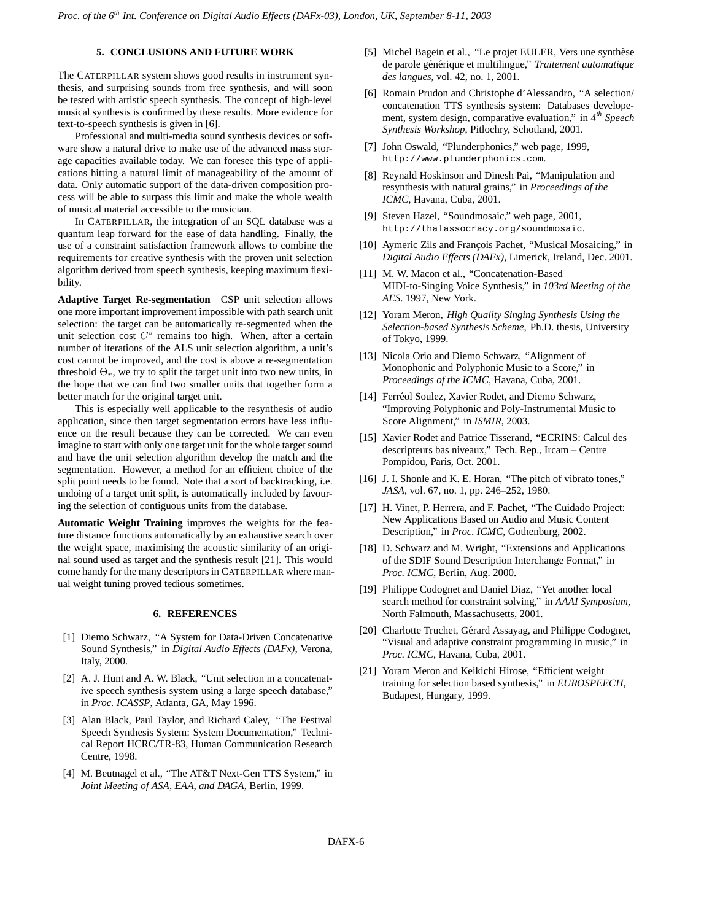## 5. CONCLUSIONS AND FUTURE WORK

The CATERPILLAR system shows good results in instrument synthesis, and surprising sounds from free synthesis, and will soon be tested with artistic speech synthesis. The concept of high-level musical synthesis is confirmed by these results. More evidence for text-to-speech synthesis is given in [6].

Professional and multi-media sound synthesis devices or software show a natural drive to make use of the advanced mass storage capacities available today. We can foresee this type of applications hitting a natural limit of manageability of the amount of data. Only automatic support of the data-driven composition process will be able to surpass this limit and make the whole wealth of musical material accessible to the musician.

In CATERPILLAR, the integration of an SQL database was a quantum leap forward for the ease of data handling. Finally, the use of a constraint satisfaction framework allows to combine the requirements for creative synthesis with the proven unit selection algorithm derived from speech synthesis, keeping maximum flexibility.

**Adaptive Target Re-segmentation** CSP unit selection allows one more important improvement impossible with path search unit selection: the target can be automatically re-segmented when the unit selection cost $C^s$ remains too high. When, after a certain number of iterations of the ALS unit selection algorithm, a unit's cost cannot be improved, and the cost is above a re-segmentation threshold $\Theta_r$, we try to split the target unit into two new units, in the hope that we can find two smaller units that together form a better match for the original target unit.

This is especially well applicable to the resynthesis of audio application, since then target segmentation errors have less influence on the result because they can be corrected. We can even imagine to start with only one target unit for the whole target sound and have the unit selection algorithm develop the match and the segmentation. However, a method for an efficient choice of the split point needs to be found. Note that a sort of backtracking, i.e. undoing of a target unit split, is automatically included by favouring the selection of contiguous units from the database.

**Automatic Weight Training** improves the weights for the feature distance functions automatically by an exhaustive search over the weight space, maximising the acoustic similarity of an original sound used as target and the synthesis result [21]. This would come handy for the many descriptors in CATERPILLAR where manual weight tuning proved tedious sometimes.

## 6. REFERENCES

[1] Diemo Schwarz, "A System for Data-Driven Concatenative Sound Synthesis," in *Digital Audio Effects (DAFx)*, Verona, Italy, 2000.

[2] A. J. Hunt and A. W. Black, "Unit selection in a concatenative speech synthesis system using a large speech database," in *Proc. ICASSP*, Atlanta, GA, May 1996.

[3] Alan Black, Paul Taylor, and Richard Caley, "The Festival Speech Synthesis System: System Documentation," Technical Report HCRC/TR-83, Human Communication Research Centre, 1998.

[4] M. Beutnagel et al., "The AT&T Next-Gen TTS System," in *Joint Meeting of ASA, EAA, and DAGA*, Berlin, 1999.

[5] Michel Bagein et al., "Le projet EULER, Vers une synthèse de parole générique et multilingue," *Traitement automatique des langues*, vol. 42, no. 1, 2001.

[6] Romain Prudon and Christophe d'Alessandro, "A selection/concatenation TTS synthesis system: Databases developement, system design, comparative evaluation," in *4th Speech Synthesis Workshop*, Pitlochry, Schotland, 2001.

[7] John Oswald, "Plunderphonics," web page, 1999, `http://www.plunderphonics.com`.

[8] Reynald Hoskinson and Dinesh Pai, "Manipulation and resynthesis with natural grains," in *Proceedings of the ICMC*, Havana, Cuba, 2001.

[9] Steven Hazel, "Soundmosaic," web page, 2001, `http://thalassocracy.org/soundmosaic`.

[10] Aymeric Zils and François Pachet, "Musical Mosaicing," in *Digital Audio Effects (DAFx)*, Limerick, Ireland, Dec. 2001.

[11] M. W. Macon et al., "Concatenation-Based MIDI-to-Singing Voice Synthesis," in *103rd Meeting of the AES*. 1997, New York.

[12] Yoram Meron, *High Quality Singing Synthesis Using the Selection-based Synthesis Scheme*, Ph.D. thesis, University of Tokyo, 1999.

[13] Nicola Orio and Diemo Schwarz, "Alignment of Monophonic and Polyphonic Music to a Score," in *Proceedings of the ICMC*, Havana, Cuba, 2001.

[14] Ferréol Soulez, Xavier Rodet, and Diemo Schwarz, "Improving Polyphonic and Poly-Instrumental Music to Score Alignment," in *ISMIR*, 2003.

[15] Xavier Rodet and Patrice Tisserand, "ECRINS: Calcul des descripteurs bas niveaux," Tech. Rep., Ircam – Centre Pompidou, Paris, Oct. 2001.

[16] J. I. Shonle and K. E. Horan, "The pitch of vibrato tones," *JASA*, vol. 67, no. 1, pp. 246–252, 1980.

[17] H. Vinet, P. Herrera, and F. Pachet, "The Cuidado Project: New Applications Based on Audio and Music Content Description," in *Proc. ICMC*, Gothenburg, 2002.

[18] D. Schwarz and M. Wright, "Extensions and Applications of the SDIF Sound Description Interchange Format," in *Proc. ICMC*, Berlin, Aug. 2000.

[19] Philippe Codognet and Daniel Diaz, "Yet another local search method for constraint solving," in *AAAI Symposium*, North Falmouth, Massachusetts, 2001.

[20] Charlotte Truchet, Gérard Assayag, and Philippe Codognet, "Visual and adaptive constraint programming in music," in *Proc. ICMC*, Havana, Cuba, 2001.

[21] Yoram Meron and Keikichi Hirose, "Efficient weight training for selection based synthesis," in *EUROSPEECH*, Budapest, Hungary, 1999.